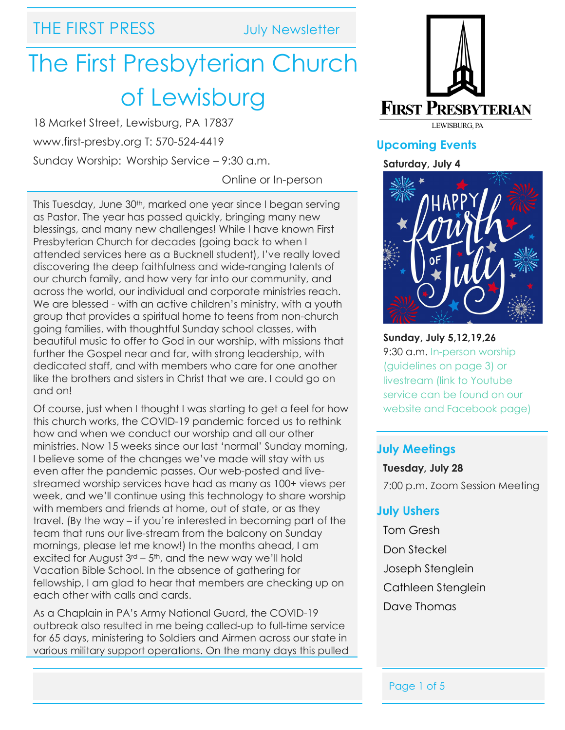THE FIRST PRESS — July Newsletter

# The First Presbyterian Church of Lewisburg

18 Market Street, Lewisburg, PA 17837

www.first-presby.org T: 570-524-4419

Sunday Worship: Worship Service – 9:30 a.m.

Online or In-person

This Tuesday, June 30th, marked one year since I began serving as Pastor. The year has passed quickly, bringing many new blessings, and many new challenges! While I have known First Presbyterian Church for decades (going back to when I attended services here as a Bucknell student), I've really loved discovering the deep faithfulness and wide-ranging talents of our church family, and how very far into our community, and across the world, our individual and corporate ministries reach. We are blessed - with an active children's ministry, with a youth group that provides a spiritual home to teens from non-church going families, with thoughtful Sunday school classes, with beautiful music to offer to God in our worship, with missions that further the Gospel near and far, with strong leadership, with dedicated staff, and with members who care for one another like the brothers and sisters in Christ that we are. I could go on and on!

Of course, just when I thought I was starting to get a feel for how this church works, the COVID-19 pandemic forced us to rethink how and when we conduct our worship and all our other ministries. Now 15 weeks since our last 'normal' Sunday morning, I believe some of the changes we've made will stay with us even after the pandemic passes. Our web-posted and live-streamed worship services have had as many as 100+ views per week, and we'll continue using this technology to share worship with members and friends at home, out of state, or as they travel. (By the way – if you're interested in becoming part of the team that runs our live-stream from the balcony on Sunday mornings, please let me know!) In the months ahead, I am excited for August 3rd – 5th, and the new way we'll hold Vacation Bible School. In the absence of gathering for fellowship, I am glad to hear that members are checking up on each other with calls and cards.

As a Chaplain in PA's Army National Guard, the COVID-19 outbreak also resulted in me being called-up to full-time service for 65 days, ministering to Soldiers and Airmen across our state in various military support operations. On the many days this pulled

FIRST PRESBYTERIAN
LEWISBURG, PA

## Upcoming Events

**Saturday, July 4**

HAPPY fourth OF July

**Sunday, July 5,12,19,26**
9:30 a.m. In-person worship (guidelines on page 3) or livestream (link to Youtube service can be found on our website and Facebook page)

## July Meetings

**Tuesday, July 28**
7:00 p.m. Zoom Session Meeting

## July Ushers

Tom Gresh
Don Steckel
Joseph Stenglein
Cathleen Stenglein
Dave Thomas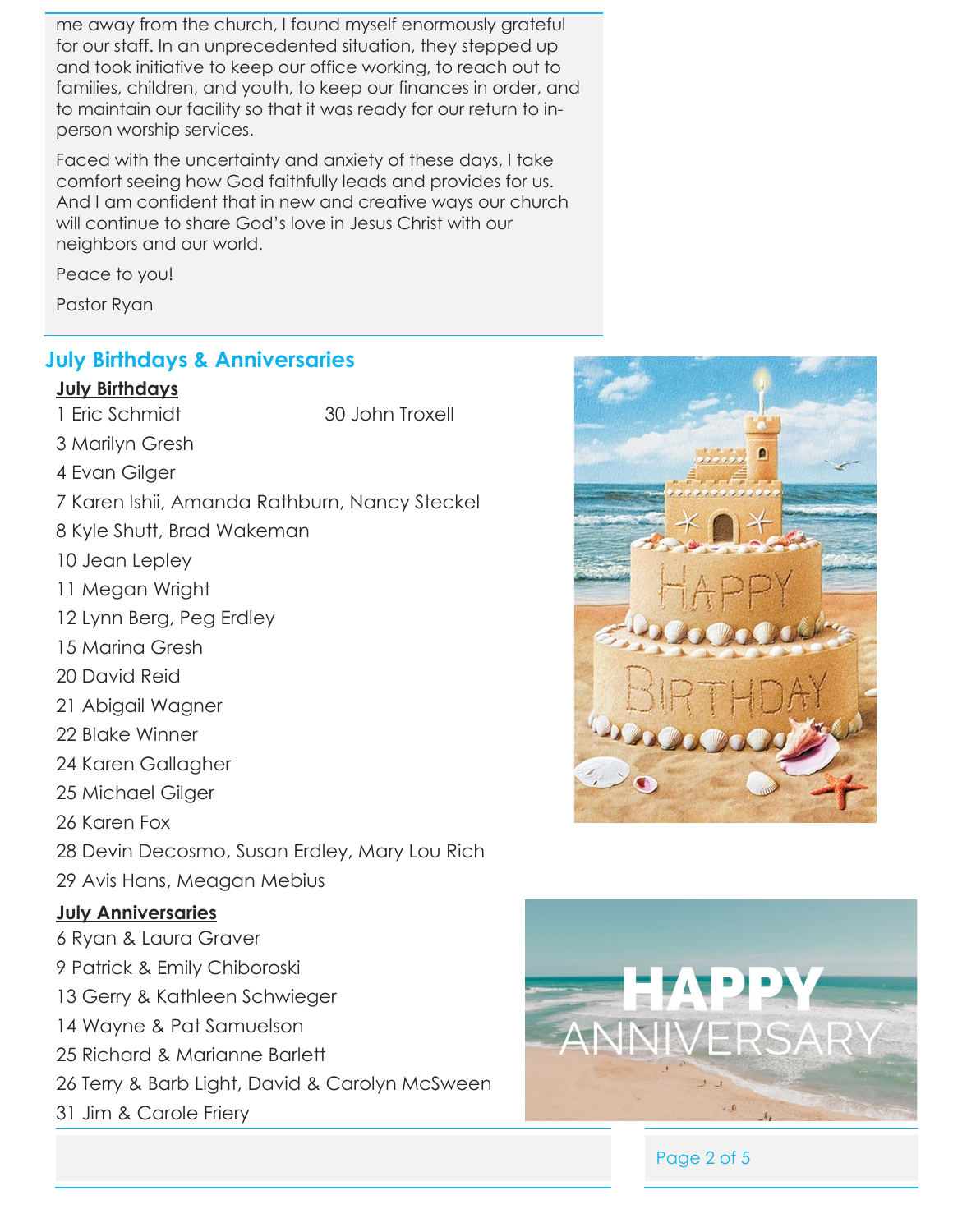me away from the church, I found myself enormously grateful for our staff. In an unprecedented situation, they stepped up and took initiative to keep our office working, to reach out to families, children, and youth, to keep our finances in order, and to maintain our facility so that it was ready for our return to in-person worship services.

Faced with the uncertainty and anxiety of these days, I take comfort seeing how God faithfully leads and provides for us. And I am confident that in new and creative ways our church will continue to share God's love in Jesus Christ with our neighbors and our world.

Peace to you!

Pastor Ryan

## July Birthdays & Anniversaries

**July Birthdays**

1 Eric Schmidt

3 Marilyn Gresh

4 Evan Gilger

7 Karen Ishii, Amanda Rathburn, Nancy Steckel

8 Kyle Shutt, Brad Wakeman

10 Jean Lepley

11 Megan Wright

12 Lynn Berg, Peg Erdley

15 Marina Gresh

20 David Reid

21 Abigail Wagner

22 Blake Winner

24 Karen Gallagher

25 Michael Gilger

26 Karen Fox

28 Devin Decosmo, Susan Erdley, Mary Lou Rich

29 Avis Hans, Meagan Mebius

30 John Troxell

**July Anniversaries**

6 Ryan & Laura Graver

9 Patrick & Emily Chiboroski

13 Gerry & Kathleen Schwieger

14 Wayne & Pat Samuelson

25 Richard & Marianne Barlett

26 Terry & Barb Light, David & Carolyn McSween

31 Jim & Carole Friery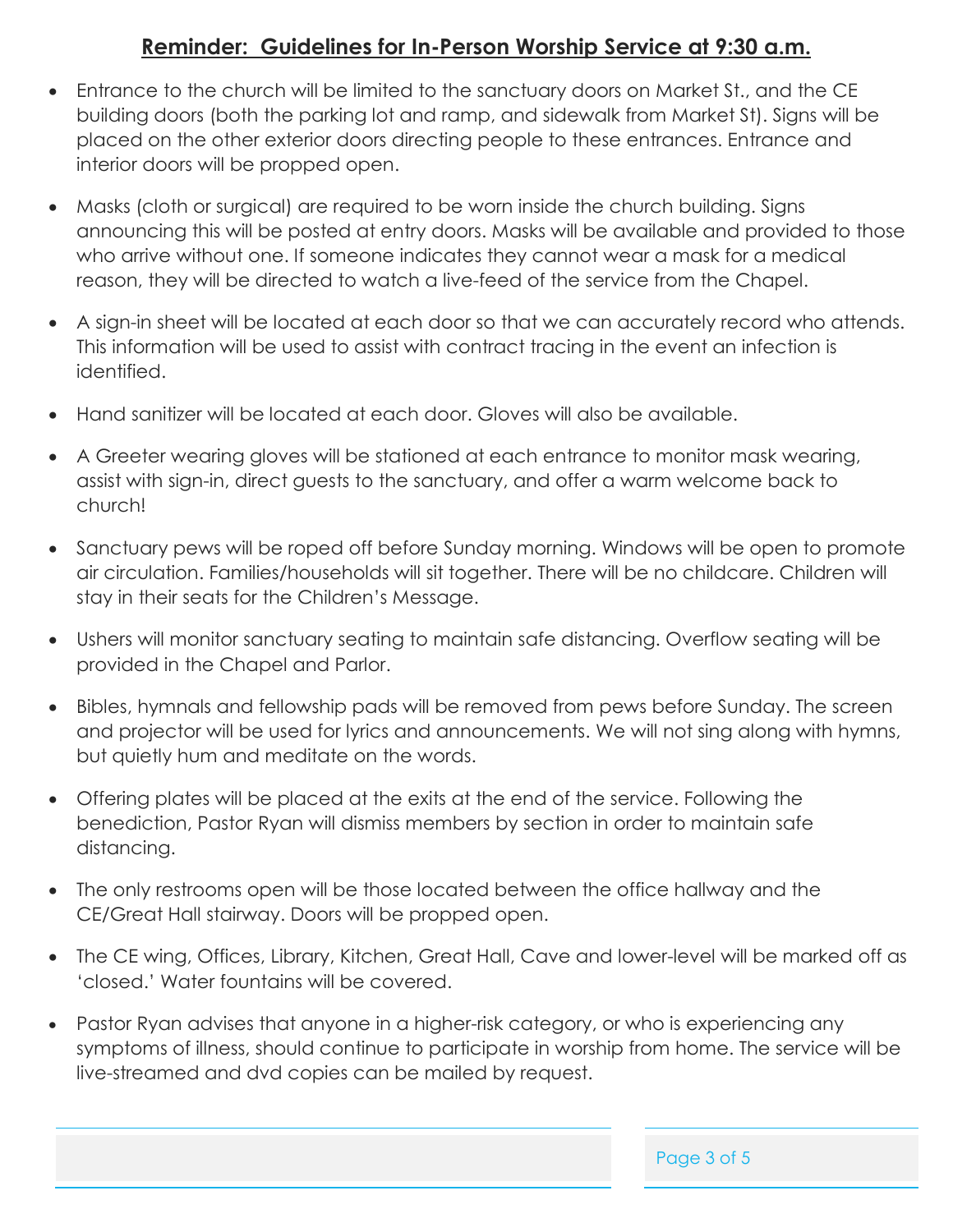## **Reminder: Guidelines for In-Person Worship Service at 9:30 a.m.**

- Entrance to the church will be limited to the sanctuary doors on Market St., and the CE building doors (both the parking lot and ramp, and sidewalk from Market St). Signs will be placed on the other exterior doors directing people to these entrances. Entrance and interior doors will be propped open.
- Masks (cloth or surgical) are required to be worn inside the church building. Signs announcing this will be posted at entry doors. Masks will be available and provided to those who arrive without one. If someone indicates they cannot wear a mask for a medical reason, they will be directed to watch a live-feed of the service from the Chapel.
- A sign-in sheet will be located at each door so that we can accurately record who attends. This information will be used to assist with contract tracing in the event an infection is identified.
- Hand sanitizer will be located at each door. Gloves will also be available.
- A Greeter wearing gloves will be stationed at each entrance to monitor mask wearing, assist with sign-in, direct guests to the sanctuary, and offer a warm welcome back to church!
- Sanctuary pews will be roped off before Sunday morning. Windows will be open to promote air circulation. Families/households will sit together. There will be no childcare. Children will stay in their seats for the Children's Message.
- Ushers will monitor sanctuary seating to maintain safe distancing. Overflow seating will be provided in the Chapel and Parlor.
- Bibles, hymnals and fellowship pads will be removed from pews before Sunday. The screen and projector will be used for lyrics and announcements. We will not sing along with hymns, but quietly hum and meditate on the words.
- Offering plates will be placed at the exits at the end of the service. Following the benediction, Pastor Ryan will dismiss members by section in order to maintain safe distancing.
- The only restrooms open will be those located between the office hallway and the CE/Great Hall stairway. Doors will be propped open.
- The CE wing, Offices, Library, Kitchen, Great Hall, Cave and lower-level will be marked off as 'closed.' Water fountains will be covered.
- Pastor Ryan advises that anyone in a higher-risk category, or who is experiencing any symptoms of illness, should continue to participate in worship from home. The service will be live-streamed and dvd copies can be mailed by request.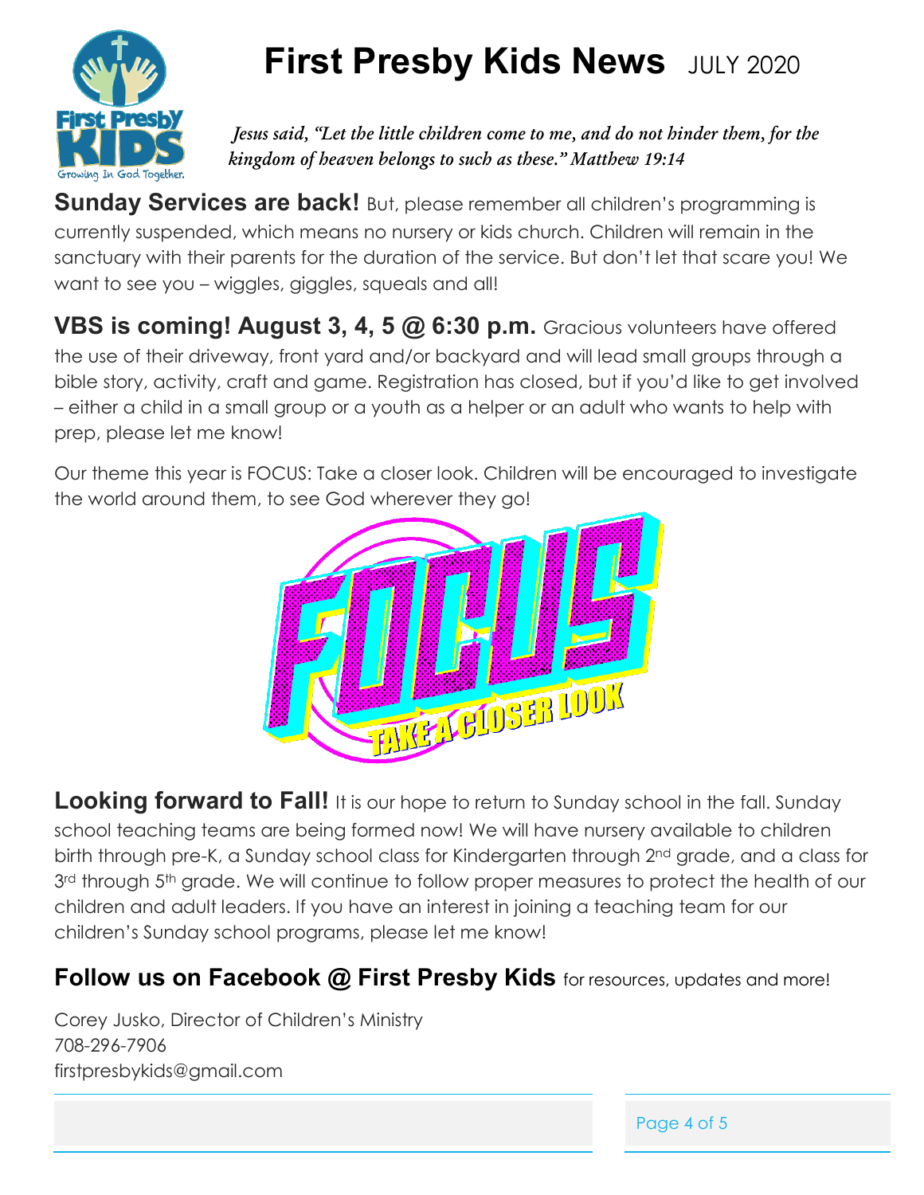# First Presby Kids News JULY 2020

*Jesus said, "Let the little children come to me, and do not hinder them, for the kingdom of heaven belongs to such as these." Matthew 19:14*

**Sunday Services are back!** But, please remember all children's programming is currently suspended, which means no nursery or kids church. Children will remain in the sanctuary with their parents for the duration of the service. But don't let that scare you! We want to see you – wiggles, giggles, squeals and all!

**VBS is coming! August 3, 4, 5 @ 6:30 p.m.** Gracious volunteers have offered the use of their driveway, front yard and/or backyard and will lead small groups through a bible story, activity, craft and game. Registration has closed, but if you'd like to get involved – either a child in a small group or a youth as a helper or an adult who wants to help with prep, please let me know!

Our theme this year is FOCUS: Take a closer look. Children will be encouraged to investigate the world around them, to see God wherever they go!

**Looking forward to Fall!** It is our hope to return to Sunday school in the fall. Sunday school teaching teams are being formed now! We will have nursery available to children birth through pre-K, a Sunday school class for Kindergarten through 2nd grade, and a class for 3rd through 5th grade. We will continue to follow proper measures to protect the health of our children and adult leaders. If you have an interest in joining a teaching team for our children's Sunday school programs, please let me know!

**Follow us on Facebook @ First Presby Kids** for resources, updates and more!

Corey Jusko, Director of Children's Ministry
708-296-7906
firstpresbykids@gmail.com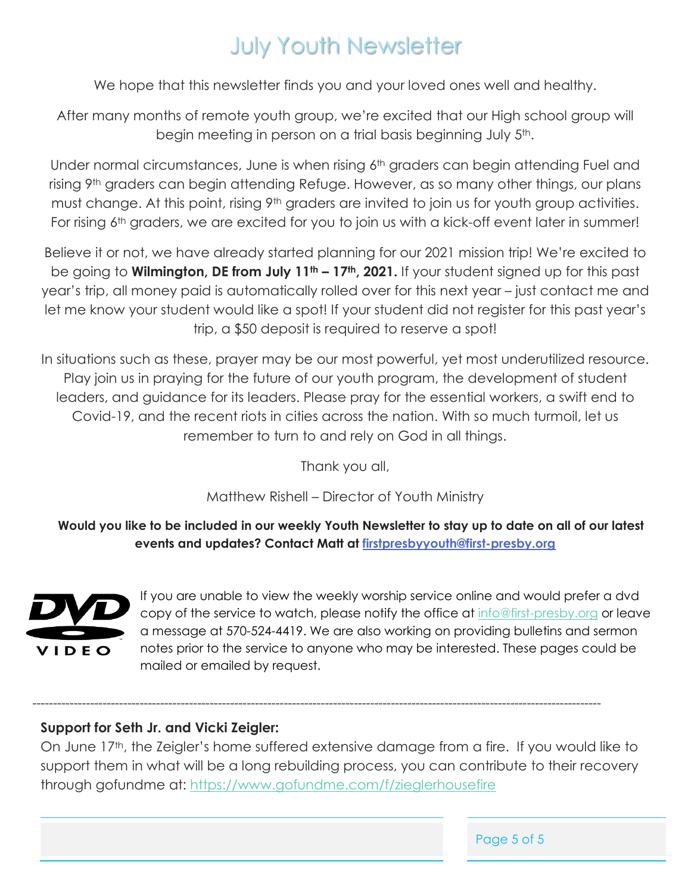# July Youth Newsletter

We hope that this newsletter finds you and your loved ones well and healthy.

After many months of remote youth group, we're excited that our High school group will begin meeting in person on a trial basis beginning July 5th.

Under normal circumstances, June is when rising 6th graders can begin attending Fuel and rising 9th graders can begin attending Refuge. However, as so many other things, our plans must change. At this point, rising 9th graders are invited to join us for youth group activities. For rising 6th graders, we are excited for you to join us with a kick-off event later in summer!

Believe it or not, we have already started planning for our 2021 mission trip! We're excited to be going to **Wilmington, DE from July 11th – 17th, 2021.** If your student signed up for this past year's trip, all money paid is automatically rolled over for this next year – just contact me and let me know your student would like a spot! If your student did not register for this past year's trip, a $50 deposit is required to reserve a spot!

In situations such as these, prayer may be our most powerful, yet most underutilized resource. Play join us in praying for the future of our youth program, the development of student leaders, and guidance for its leaders. Please pray for the essential workers, a swift end to Covid-19, and the recent riots in cities across the nation. With so much turmoil, let us remember to turn to and rely on God in all things.

Thank you all,

Matthew Rishell – Director of Youth Ministry

**Would you like to be included in our weekly Youth Newsletter to stay up to date on all of our latest events and updates? Contact Matt at firstpresbyyouth@first-presby.org**

If you are unable to view the weekly worship service online and would prefer a dvd copy of the service to watch, please notify the office at info@first-presby.org or leave a message at 570-524-4419. We are also working on providing bulletins and sermon notes prior to the service to anyone who may be interested. These pages could be mailed or emailed by request.

---

**Support for Seth Jr. and Vicki Zeigler:**

On June 17th, the Zeigler's home suffered extensive damage from a fire. If you would like to support them in what will be a long rebuilding process, you can contribute to their recovery through gofundme at: https://www.gofundme.com/f/zieglerhousefire